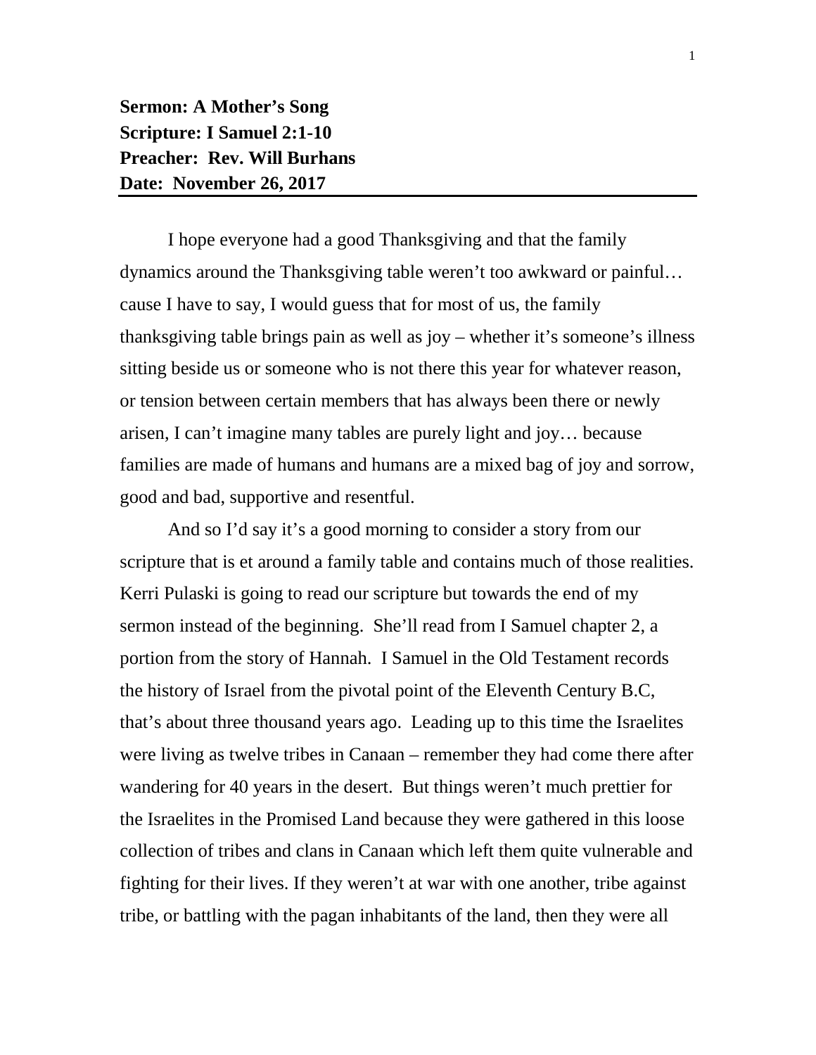**Sermon: A Mother's Song**
**Scripture: I Samuel 2:1-10**
**Preacher: Rev. Will Burhans**
**Date: November 26, 2017**

---

I hope everyone had a good Thanksgiving and that the family dynamics around the Thanksgiving table weren't too awkward or painful… cause I have to say, I would guess that for most of us, the family thanksgiving table brings pain as well as joy – whether it's someone's illness sitting beside us or someone who is not there this year for whatever reason, or tension between certain members that has always been there or newly arisen, I can't imagine many tables are purely light and joy… because families are made of humans and humans are a mixed bag of joy and sorrow, good and bad, supportive and resentful.

And so I'd say it's a good morning to consider a story from our scripture that is et around a family table and contains much of those realities. Kerri Pulaski is going to read our scripture but towards the end of my sermon instead of the beginning. She'll read from I Samuel chapter 2, a portion from the story of Hannah. I Samuel in the Old Testament records the history of Israel from the pivotal point of the Eleventh Century B.C, that's about three thousand years ago. Leading up to this time the Israelites were living as twelve tribes in Canaan – remember they had come there after wandering for 40 years in the desert. But things weren't much prettier for the Israelites in the Promised Land because they were gathered in this loose collection of tribes and clans in Canaan which left them quite vulnerable and fighting for their lives. If they weren't at war with one another, tribe against tribe, or battling with the pagan inhabitants of the land, then they were all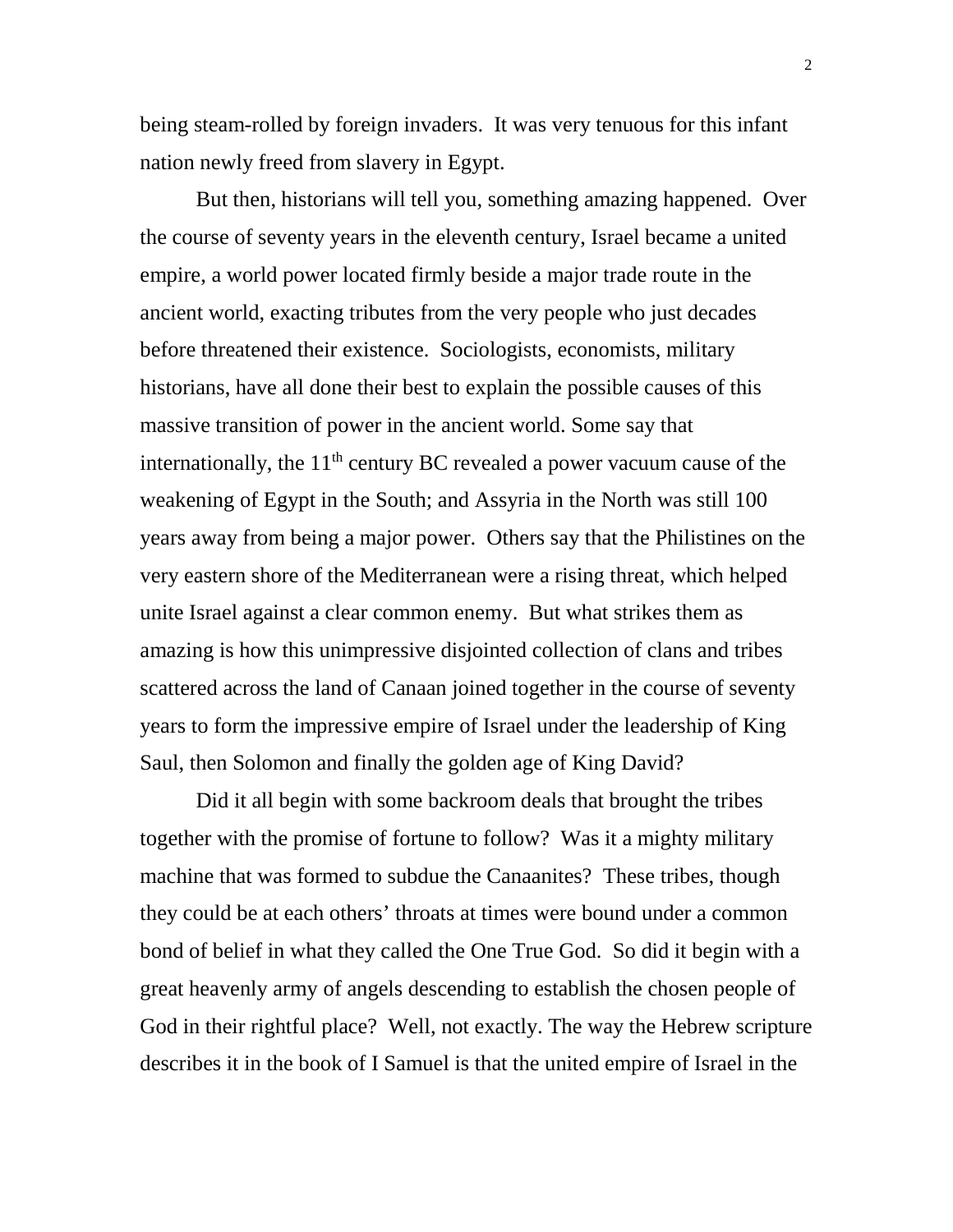being steam-rolled by foreign invaders. It was very tenuous for this infant nation newly freed from slavery in Egypt.

But then, historians will tell you, something amazing happened. Over the course of seventy years in the eleventh century, Israel became a united empire, a world power located firmly beside a major trade route in the ancient world, exacting tributes from the very people who just decades before threatened their existence. Sociologists, economists, military historians, have all done their best to explain the possible causes of this massive transition of power in the ancient world. Some say that internationally, the 11th century BC revealed a power vacuum cause of the weakening of Egypt in the South; and Assyria in the North was still 100 years away from being a major power. Others say that the Philistines on the very eastern shore of the Mediterranean were a rising threat, which helped unite Israel against a clear common enemy. But what strikes them as amazing is how this unimpressive disjointed collection of clans and tribes scattered across the land of Canaan joined together in the course of seventy years to form the impressive empire of Israel under the leadership of King Saul, then Solomon and finally the golden age of King David?

Did it all begin with some backroom deals that brought the tribes together with the promise of fortune to follow? Was it a mighty military machine that was formed to subdue the Canaanites? These tribes, though they could be at each others' throats at times were bound under a common bond of belief in what they called the One True God. So did it begin with a great heavenly army of angels descending to establish the chosen people of God in their rightful place? Well, not exactly. The way the Hebrew scripture describes it in the book of I Samuel is that the united empire of Israel in the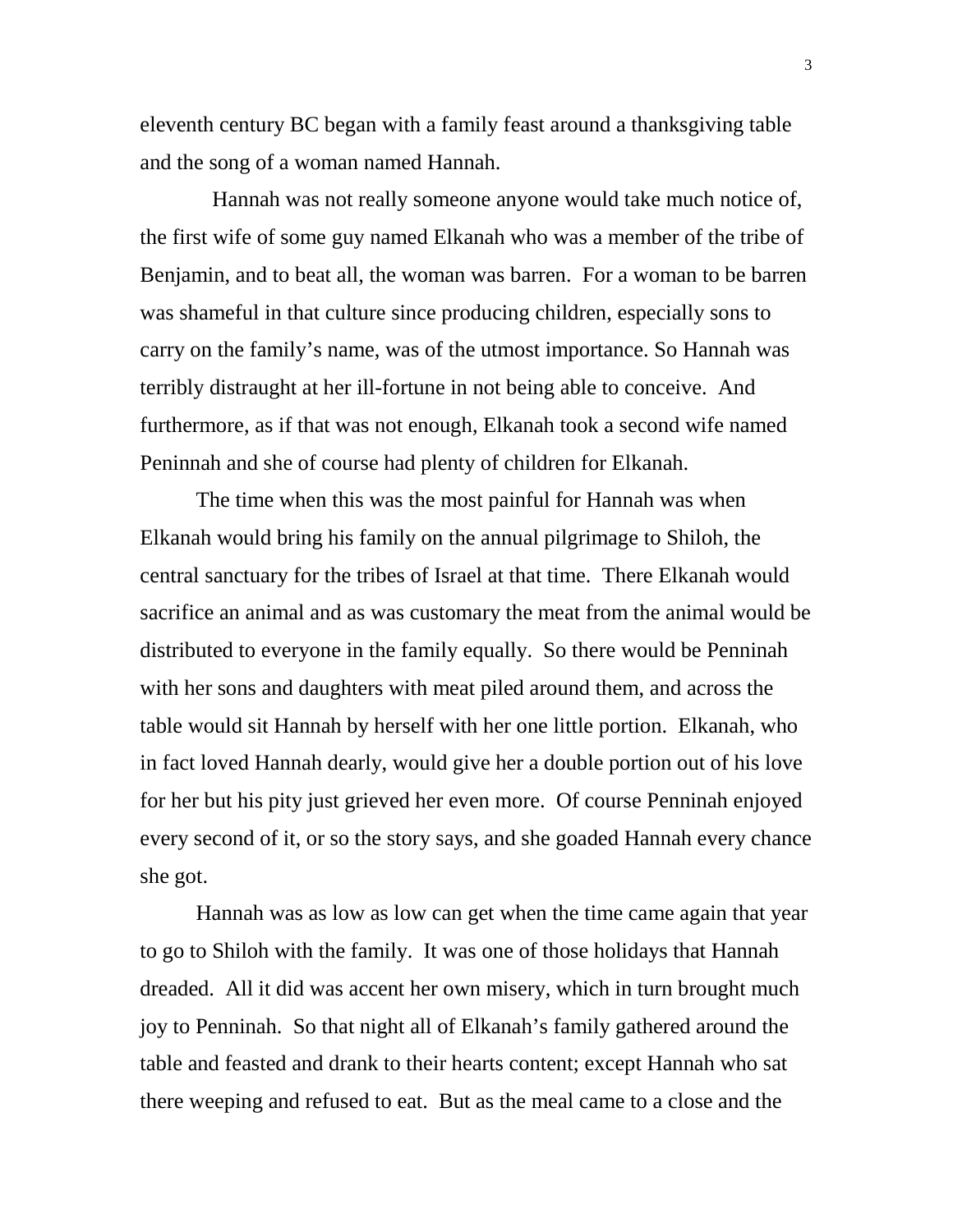eleventh century BC began with a family feast around a thanksgiving table and the song of a woman named Hannah.

Hannah was not really someone anyone would take much notice of, the first wife of some guy named Elkanah who was a member of the tribe of Benjamin, and to beat all, the woman was barren. For a woman to be barren was shameful in that culture since producing children, especially sons to carry on the family's name, was of the utmost importance. So Hannah was terribly distraught at her ill-fortune in not being able to conceive. And furthermore, as if that was not enough, Elkanah took a second wife named Peninnah and she of course had plenty of children for Elkanah.

The time when this was the most painful for Hannah was when Elkanah would bring his family on the annual pilgrimage to Shiloh, the central sanctuary for the tribes of Israel at that time. There Elkanah would sacrifice an animal and as was customary the meat from the animal would be distributed to everyone in the family equally. So there would be Penninah with her sons and daughters with meat piled around them, and across the table would sit Hannah by herself with her one little portion. Elkanah, who in fact loved Hannah dearly, would give her a double portion out of his love for her but his pity just grieved her even more. Of course Penninah enjoyed every second of it, or so the story says, and she goaded Hannah every chance she got.

Hannah was as low as low can get when the time came again that year to go to Shiloh with the family. It was one of those holidays that Hannah dreaded. All it did was accent her own misery, which in turn brought much joy to Penninah. So that night all of Elkanah's family gathered around the table and feasted and drank to their hearts content; except Hannah who sat there weeping and refused to eat. But as the meal came to a close and the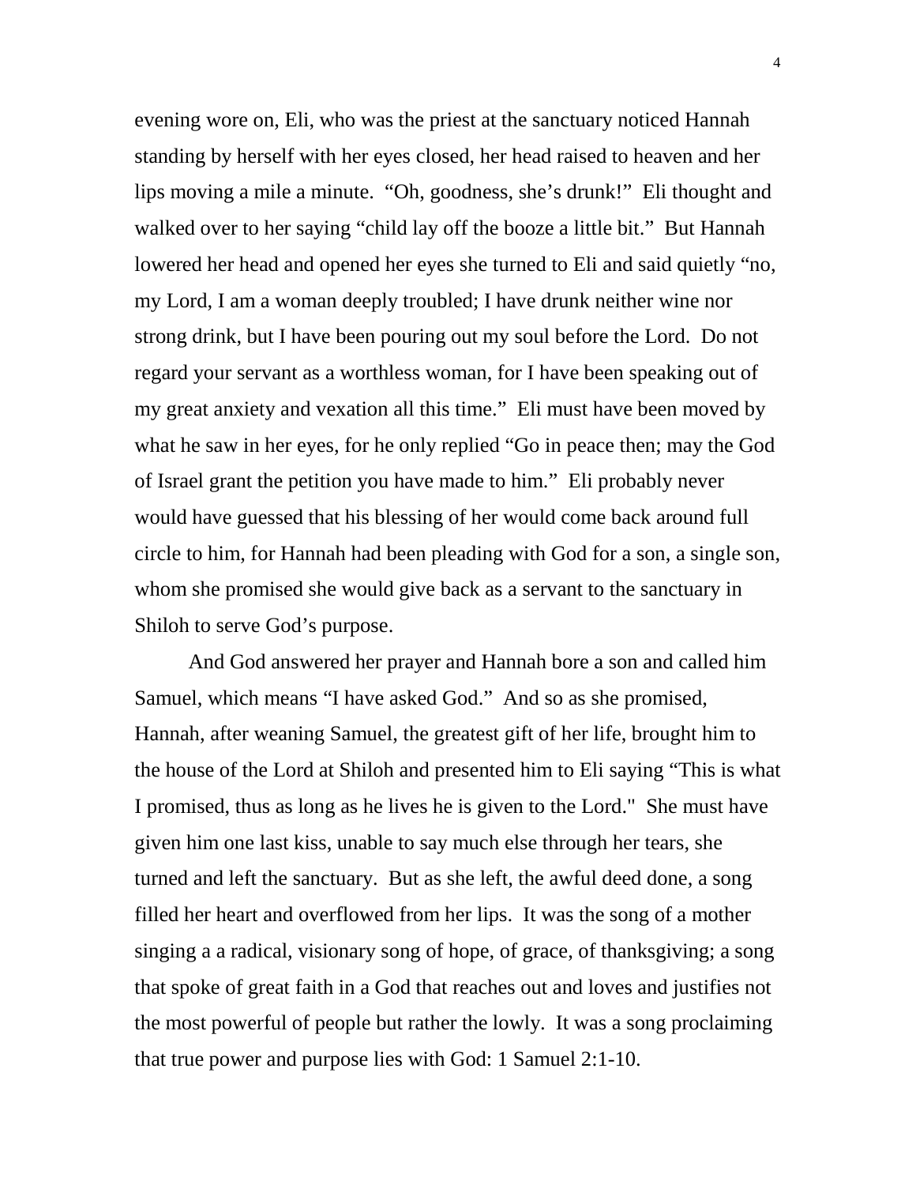evening wore on, Eli, who was the priest at the sanctuary noticed Hannah standing by herself with her eyes closed, her head raised to heaven and her lips moving a mile a minute. "Oh, goodness, she's drunk!" Eli thought and walked over to her saying "child lay off the booze a little bit." But Hannah lowered her head and opened her eyes she turned to Eli and said quietly "no, my Lord, I am a woman deeply troubled; I have drunk neither wine nor strong drink, but I have been pouring out my soul before the Lord. Do not regard your servant as a worthless woman, for I have been speaking out of my great anxiety and vexation all this time." Eli must have been moved by what he saw in her eyes, for he only replied "Go in peace then; may the God of Israel grant the petition you have made to him." Eli probably never would have guessed that his blessing of her would come back around full circle to him, for Hannah had been pleading with God for a son, a single son, whom she promised she would give back as a servant to the sanctuary in Shiloh to serve God's purpose.

And God answered her prayer and Hannah bore a son and called him Samuel, which means "I have asked God." And so as she promised, Hannah, after weaning Samuel, the greatest gift of her life, brought him to the house of the Lord at Shiloh and presented him to Eli saying "This is what I promised, thus as long as he lives he is given to the Lord." She must have given him one last kiss, unable to say much else through her tears, she turned and left the sanctuary. But as she left, the awful deed done, a song filled her heart and overflowed from her lips. It was the song of a mother singing a a radical, visionary song of hope, of grace, of thanksgiving; a song that spoke of great faith in a God that reaches out and loves and justifies not the most powerful of people but rather the lowly. It was a song proclaiming that true power and purpose lies with God: 1 Samuel 2:1-10.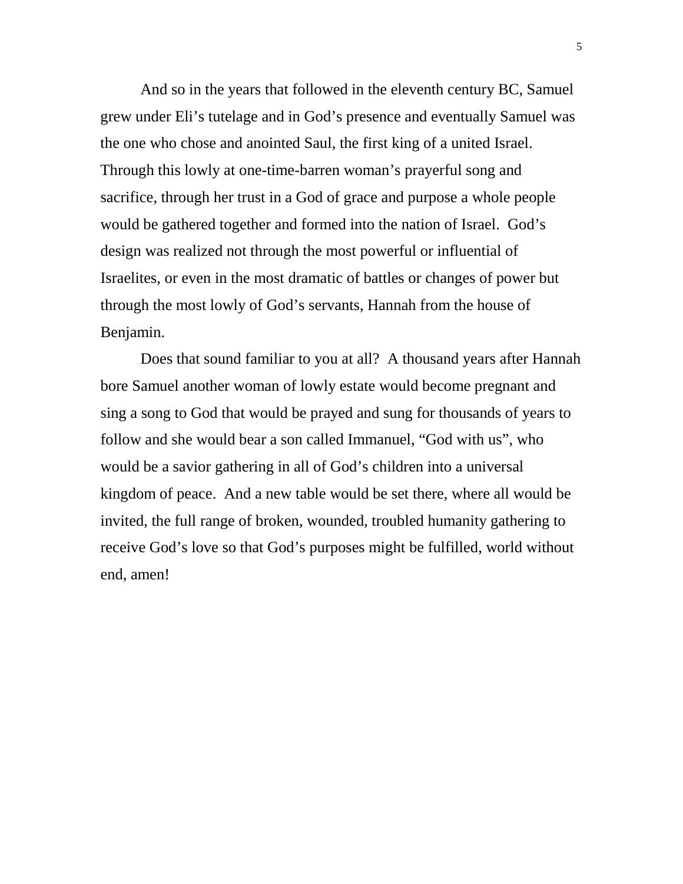And so in the years that followed in the eleventh century BC, Samuel grew under Eli's tutelage and in God's presence and eventually Samuel was the one who chose and anointed Saul, the first king of a united Israel. Through this lowly at one-time-barren woman's prayerful song and sacrifice, through her trust in a God of grace and purpose a whole people would be gathered together and formed into the nation of Israel. God's design was realized not through the most powerful or influential of Israelites, or even in the most dramatic of battles or changes of power but through the most lowly of God's servants, Hannah from the house of Benjamin.

Does that sound familiar to you at all? A thousand years after Hannah bore Samuel another woman of lowly estate would become pregnant and sing a song to God that would be prayed and sung for thousands of years to follow and she would bear a son called Immanuel, "God with us", who would be a savior gathering in all of God's children into a universal kingdom of peace. And a new table would be set there, where all would be invited, the full range of broken, wounded, troubled humanity gathering to receive God's love so that God's purposes might be fulfilled, world without end, amen!